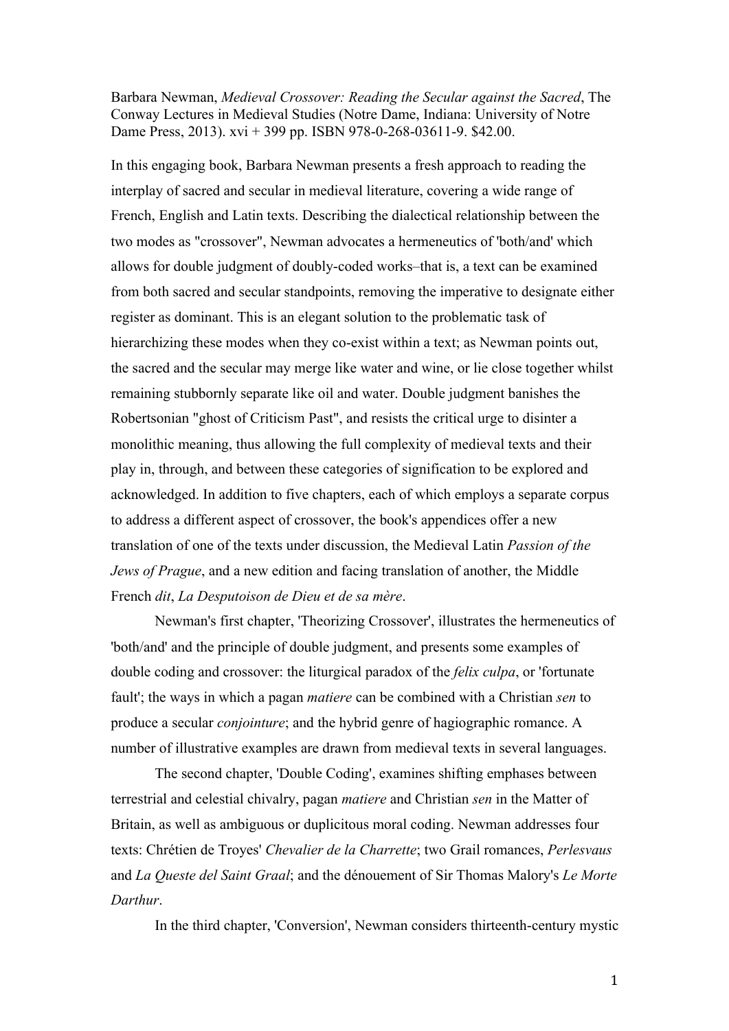Barbara Newman, *Medieval Crossover: Reading the Secular against the Sacred*, The Conway Lectures in Medieval Studies (Notre Dame, Indiana: University of Notre Dame Press, 2013). xvi + 399 pp. ISBN 978-0-268-03611-9. $42.00.

In this engaging book, Barbara Newman presents a fresh approach to reading the interplay of sacred and secular in medieval literature, covering a wide range of French, English and Latin texts. Describing the dialectical relationship between the two modes as "crossover", Newman advocates a hermeneutics of 'both/and' which allows for double judgment of doubly-coded works–that is, a text can be examined from both sacred and secular standpoints, removing the imperative to designate either register as dominant. This is an elegant solution to the problematic task of hierarchizing these modes when they co-exist within a text; as Newman points out, the sacred and the secular may merge like water and wine, or lie close together whilst remaining stubbornly separate like oil and water. Double judgment banishes the Robertsonian "ghost of Criticism Past", and resists the critical urge to disinter a monolithic meaning, thus allowing the full complexity of medieval texts and their play in, through, and between these categories of signification to be explored and acknowledged. In addition to five chapters, each of which employs a separate corpus to address a different aspect of crossover, the book's appendices offer a new translation of one of the texts under discussion, the Medieval Latin *Passion of the Jews of Prague*, and a new edition and facing translation of another, the Middle French *dit*, *La Desputoison de Dieu et de sa mère*.

Newman's first chapter, 'Theorizing Crossover', illustrates the hermeneutics of 'both/and' and the principle of double judgment, and presents some examples of double coding and crossover: the liturgical paradox of the *felix culpa*, or 'fortunate fault'; the ways in which a pagan *matiere* can be combined with a Christian *sen* to produce a secular *conjointure*; and the hybrid genre of hagiographic romance. A number of illustrative examples are drawn from medieval texts in several languages.

The second chapter, 'Double Coding', examines shifting emphases between terrestrial and celestial chivalry, pagan *matiere* and Christian *sen* in the Matter of Britain, as well as ambiguous or duplicitous moral coding. Newman addresses four texts: Chrétien de Troyes' *Chevalier de la Charrette*; two Grail romances, *Perlesvaus* and *La Queste del Saint Graal*; and the dénouement of Sir Thomas Malory's *Le Morte Darthur*.

In the third chapter, 'Conversion', Newman considers thirteenth-century mystic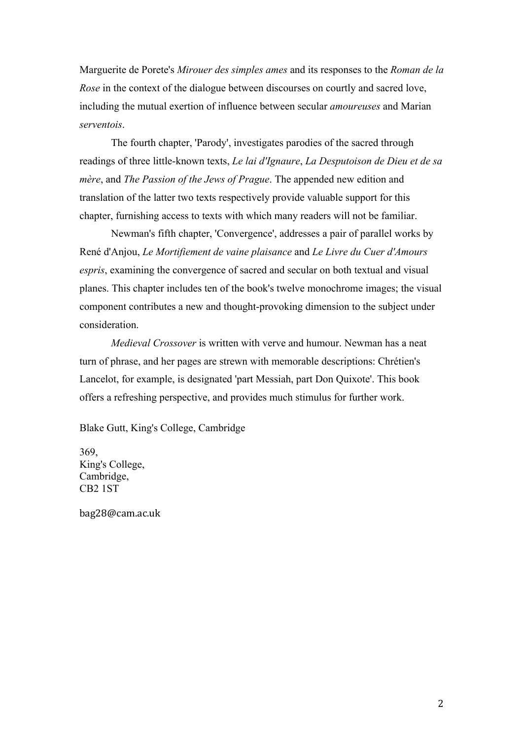Marguerite de Porete's *Mirouer des simples ames* and its responses to the *Roman de la Rose* in the context of the dialogue between discourses on courtly and sacred love, including the mutual exertion of influence between secular *amoureuses* and Marian *serventois*.

The fourth chapter, 'Parody', investigates parodies of the sacred through readings of three little-known texts, *Le lai d'Ignaure*, *La Desputoison de Dieu et de sa mère*, and *The Passion of the Jews of Prague*. The appended new edition and translation of the latter two texts respectively provide valuable support for this chapter, furnishing access to texts with which many readers will not be familiar.

Newman's fifth chapter, 'Convergence', addresses a pair of parallel works by René d'Anjou, *Le Mortifiement de vaine plaisance* and *Le Livre du Cuer d'Amours espris*, examining the convergence of sacred and secular on both textual and visual planes. This chapter includes ten of the book's twelve monochrome images; the visual component contributes a new and thought-provoking dimension to the subject under consideration.

*Medieval Crossover* is written with verve and humour. Newman has a neat turn of phrase, and her pages are strewn with memorable descriptions: Chrétien's Lancelot, for example, is designated 'part Messiah, part Don Quixote'. This book offers a refreshing perspective, and provides much stimulus for further work.

Blake Gutt, King's College, Cambridge

369,
King's College,
Cambridge,
CB2 1ST

bag28@cam.ac.uk